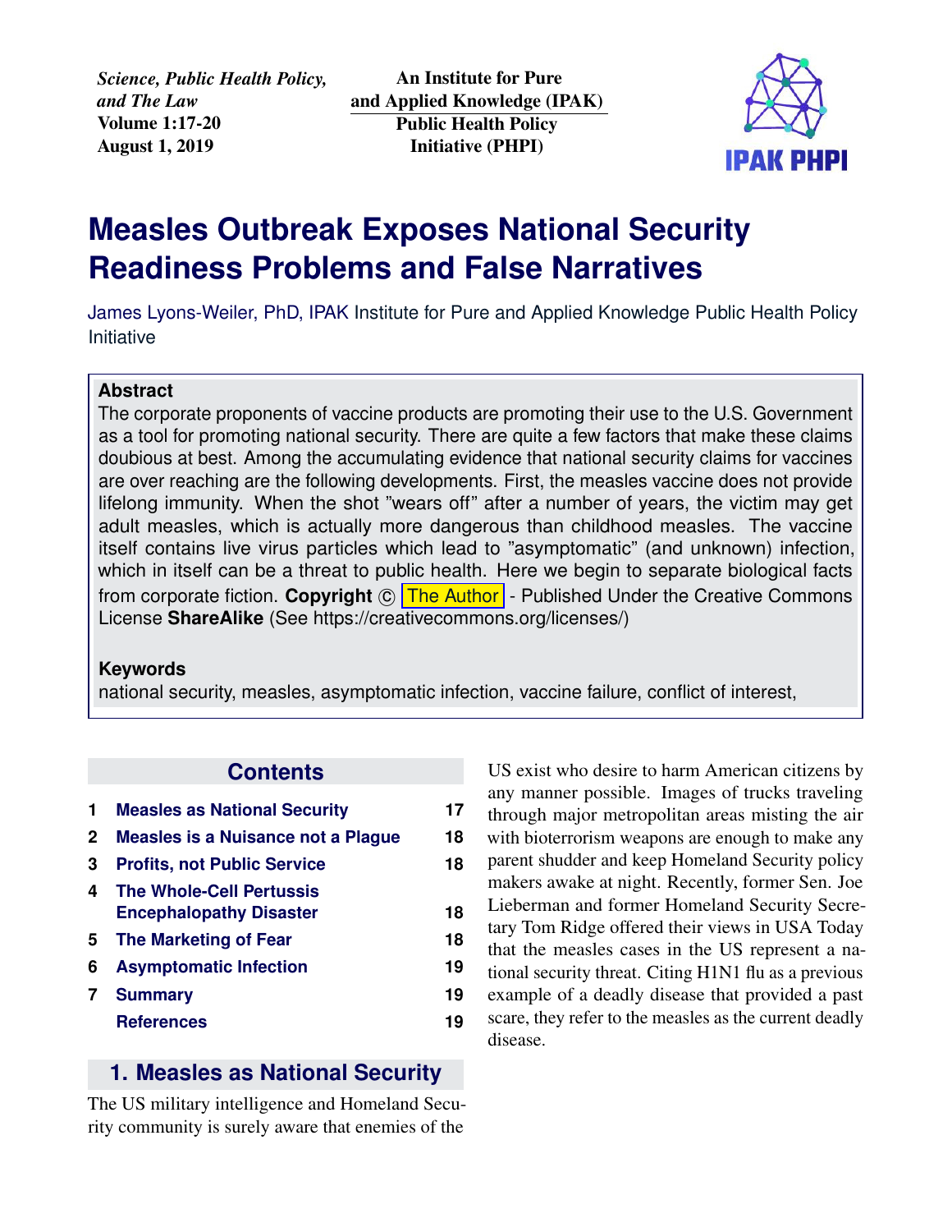*Science, Public Health Policy, and The Law*
**Volume 1:17-20**
**August 1, 2019**

**An Institute for Pure and Applied Knowledge (IPAK) Public Health Policy Initiative (PHPI)**

# Measles Outbreak Exposes National Security Readiness Problems and False Narratives

James Lyons-Weiler, PhD, IPAK Institute for Pure and Applied Knowledge Public Health Policy Initiative

**Abstract**

The corporate proponents of vaccine products are promoting their use to the U.S. Government as a tool for promoting national security. There are quite a few factors that make these claims doubious at best. Among the accumulating evidence that national security claims for vaccines are over reaching are the following developments. First, the measles vaccine does not provide lifelong immunity. When the shot "wears off" after a number of years, the victim may get adult measles, which is actually more dangerous than childhood measles. The vaccine itself contains live virus particles which lead to "asymptomatic" (and unknown) infection, which in itself can be a threat to public health. Here we begin to separate biological facts from corporate fiction. **Copyright** © The Author - Published Under the Creative Commons License **ShareAlike** (See https://creativecommons.org/licenses/)

**Keywords**

national security, measles, asymptomatic infection, vaccine failure, conflict of interest,

## Contents

| | | |
|---|---|---|
| 1 | Measles as National Security | 17 |
| 2 | Measles is a Nuisance not a Plague | 18 |
| 3 | Profits, not Public Service | 18 |
| 4 | The Whole-Cell Pertussis Encephalopathy Disaster | 18 |
| 5 | The Marketing of Fear | 18 |
| 6 | Asymptomatic Infection | 19 |
| 7 | Summary | 19 |
| | References | 19 |

## 1. Measles as National Security

The US military intelligence and Homeland Security community is surely aware that enemies of the US exist who desire to harm American citizens by any manner possible. Images of trucks traveling through major metropolitan areas misting the air with bioterrorism weapons are enough to make any parent shudder and keep Homeland Security policy makers awake at night. Recently, former Sen. Joe Lieberman and former Homeland Security Secretary Tom Ridge offered their views in USA Today that the measles cases in the US represent a national security threat. Citing H1N1 flu as a previous example of a deadly disease that provided a past scare, they refer to the measles as the current deadly disease.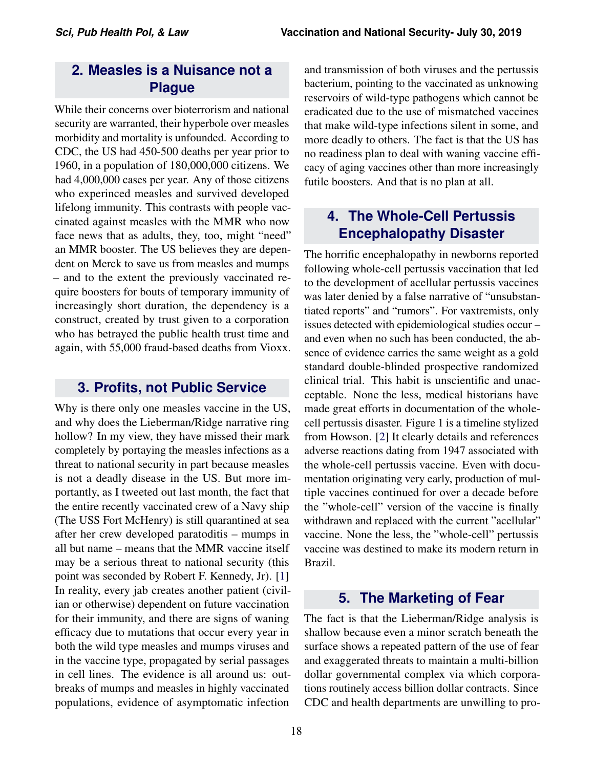## 2. Measles is a Nuisance not a Plague

While their concerns over bioterrorism and national security are warranted, their hyperbole over measles morbidity and mortality is unfounded. According to CDC, the US had 450-500 deaths per year prior to 1960, in a population of 180,000,000 citizens. We had 4,000,000 cases per year. Any of those citizens who experinced measles and survived developed lifelong immunity. This contrasts with people vaccinated against measles with the MMR who now face news that as adults, they, too, might "need" an MMR booster. The US believes they are dependent on Merck to save us from measles and mumps – and to the extent the previously vaccinated require boosters for bouts of temporary immunity of increasingly short duration, the dependency is a construct, created by trust given to a corporation who has betrayed the public health trust time and again, with 55,000 fraud-based deaths from Vioxx.

## 3. Profits, not Public Service

Why is there only one measles vaccine in the US, and why does the Lieberman/Ridge narrative ring hollow? In my view, they have missed their mark completely by portaying the measles infections as a threat to national security in part because measles is not a deadly disease in the US. But more importantly, as I tweeted out last month, the fact that the entire recently vaccinated crew of a Navy ship (The USS Fort McHenry) is still quarantined at sea after her crew developed paratoditis – mumps in all but name – means that the MMR vaccine itself may be a serious threat to national security (this point was seconded by Robert F. Kennedy, Jr). [1] In reality, every jab creates another patient (civilian or otherwise) dependent on future vaccination for their immunity, and there are signs of waning efficacy due to mutations that occur every year in both the wild type measles and mumps viruses and in the vaccine type, propagated by serial passages in cell lines. The evidence is all around us: outbreaks of mumps and measles in highly vaccinated populations, evidence of asymptomatic infection and transmission of both viruses and the pertussis bacterium, pointing to the vaccinated as unknowing reservoirs of wild-type pathogens which cannot be eradicated due to the use of mismatched vaccines that make wild-type infections silent in some, and more deadly to others. The fact is that the US has no readiness plan to deal with waning vaccine efficacy of aging vaccines other than more increasingly futile boosters. And that is no plan at all.

## 4. The Whole-Cell Pertussis Encephalopathy Disaster

The horrific encephalopathy in newborns reported following whole-cell pertussis vaccination that led to the development of acellular pertussis vaccines was later denied by a false narrative of "unsubstantiated reports" and "rumors". For vaxtremists, only issues detected with epidemiological studies occur – and even when no such has been conducted, the absence of evidence carries the same weight as a gold standard double-blinded prospective randomized clinical trial. This habit is unscientific and unacceptable. None the less, medical historians have made great efforts in documentation of the whole-cell pertussis disaster. Figure 1 is a timeline stylized from Howson. [2] It clearly details and references adverse reactions dating from 1947 associated with the whole-cell pertussis vaccine. Even with documentation originating very early, production of multiple vaccines continued for over a decade before the "whole-cell" version of the vaccine is finally withdrawn and replaced with the current "acellular" vaccine. None the less, the "whole-cell" pertussis vaccine was destined to make its modern return in Brazil.

## 5. The Marketing of Fear

The fact is that the Lieberman/Ridge analysis is shallow because even a minor scratch beneath the surface shows a repeated pattern of the use of fear and exaggerated threats to maintain a multi-billion dollar governmental complex via which corporations routinely access billion dollar contracts. Since CDC and health departments are unwilling to pro-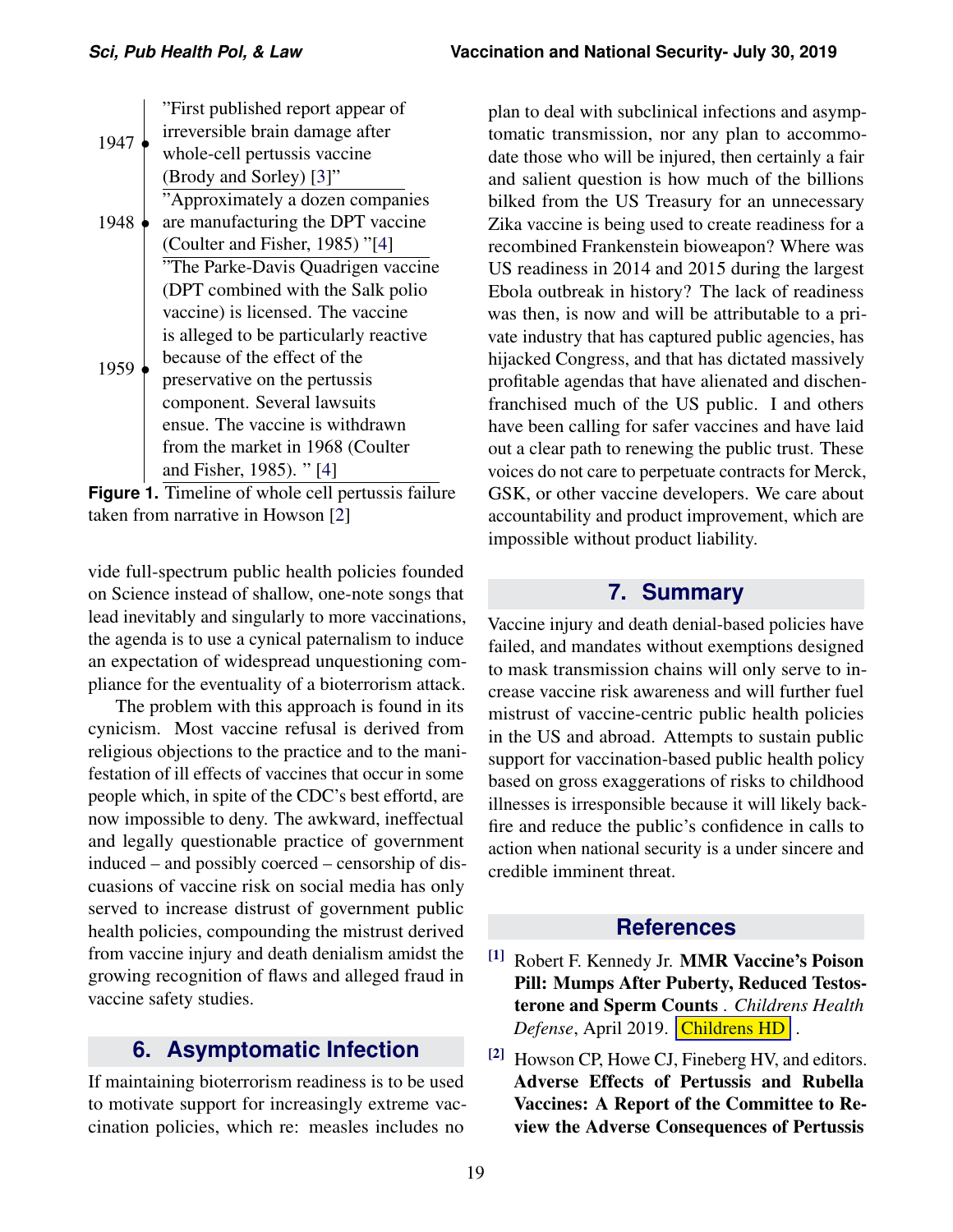| | |
|---|---|
| 1947 | "First published report appear of irreversible brain damage after whole-cell pertussis vaccine (Brody and Sorley) [3]" |
| 1948 | "Approximately a dozen companies are manufacturing the DPT vaccine (Coulter and Fisher, 1985) "[4] |
| 1959 | "The Parke-Davis Quadrigen vaccine (DPT combined with the Salk polio vaccine) is licensed. The vaccine is alleged to be particularly reactive because of the effect of the preservative on the pertussis component. Several lawsuits ensue. The vaccine is withdrawn from the market in 1968 (Coulter and Fisher, 1985). " [4] |

**Figure 1.** Timeline of whole cell pertussis failure taken from narrative in Howson [2]

vide full-spectrum public health policies founded on Science instead of shallow, one-note songs that lead inevitably and singularly to more vaccinations, the agenda is to use a cynical paternalism to induce an expectation of widespread unquestioning compliance for the eventuality of a bioterrorism attack.

The problem with this approach is found in its cynicism. Most vaccine refusal is derived from religious objections to the practice and to the manifestation of ill effects of vaccines that occur in some people which, in spite of the CDC's best effortd, are now impossible to deny. The awkward, ineffectual and legally questionable practice of government induced – and possibly coerced – censorship of discuasions of vaccine risk on social media has only served to increase distrust of government public health policies, compounding the mistrust derived from vaccine injury and death denialism amidst the growing recognition of flaws and alleged fraud in vaccine safety studies.

## 6. Asymptomatic Infection

If maintaining bioterrorism readiness is to be used to motivate support for increasingly extreme vaccination policies, which re: measles includes no plan to deal with subclinical infections and asymptomatic transmission, nor any plan to accommodate those who will be injured, then certainly a fair and salient question is how much of the billions bilked from the US Treasury for an unnecessary Zika vaccine is being used to create readiness for a recombined Frankenstein bioweapon? Where was US readiness in 2014 and 2015 during the largest Ebola outbreak in history? The lack of readiness was then, is now and will be attributable to a private industry that has captured public agencies, has hijacked Congress, and that has dictated massively profitable agendas that have alienated and dischenfranchised much of the US public. I and others have been calling for safer vaccines and have laid out a clear path to renewing the public trust. These voices do not care to perpetuate contracts for Merck, GSK, or other vaccine developers. We care about accountability and product improvement, which are impossible without product liability.

## 7. Summary

Vaccine injury and death denial-based policies have failed, and mandates without exemptions designed to mask transmission chains will only serve to increase vaccine risk awareness and will further fuel mistrust of vaccine-centric public health policies in the US and abroad. Attempts to sustain public support for vaccination-based public health policy based on gross exaggerations of risks to childhood illnesses is irresponsible because it will likely backfire and reduce the public's confidence in calls to action when national security is a under sincere and credible imminent threat.

## References

[1] Robert F. Kennedy Jr. **MMR Vaccine's Poison Pill: Mumps After Puberty, Reduced Testosterone and Sperm Counts** . *Childrens Health Defense*, April 2019. Childrens HD .

[2] Howson CP, Howe CJ, Fineberg HV, and editors. **Adverse Effects of Pertussis and Rubella Vaccines: A Report of the Committee to Review the Adverse Consequences of Pertussis**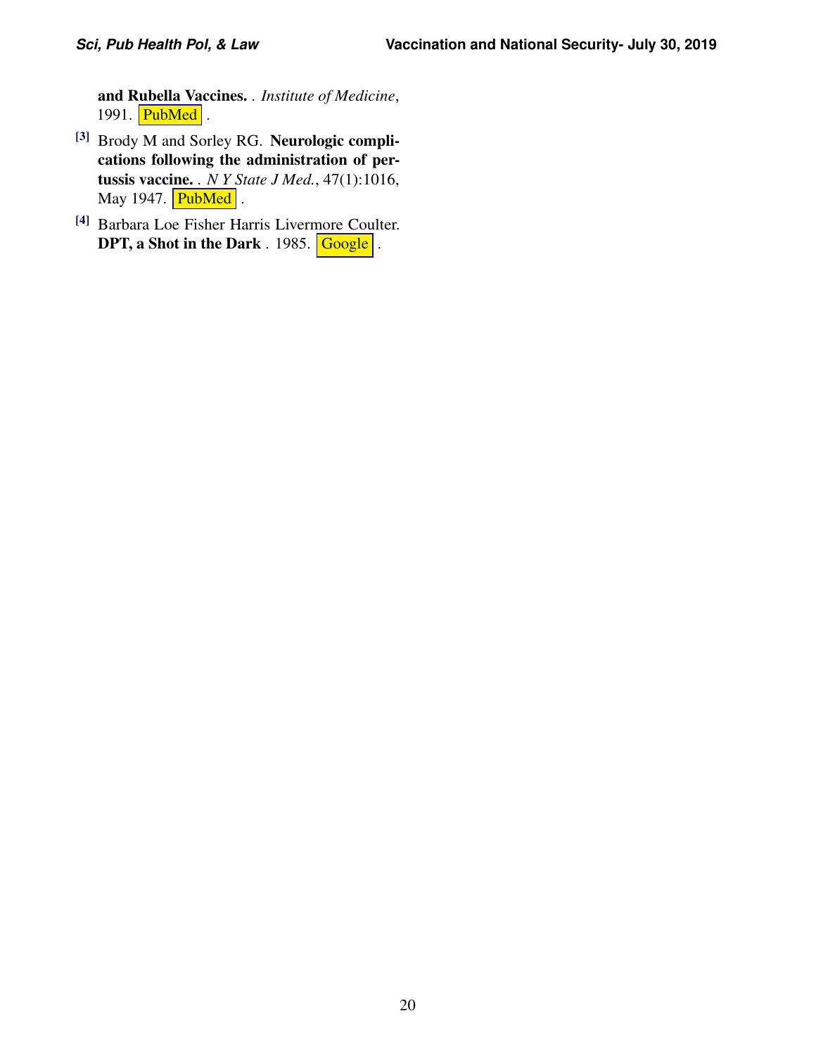**and Rubella Vaccines.** . *Institute of Medicine*, 1991. PubMed .

[3] Brody M and Sorley RG. **Neurologic complications following the administration of pertussis vaccine.** . *N Y State J Med.*, 47(1):1016, May 1947. PubMed .

[4] Barbara Loe Fisher Harris Livermore Coulter. **DPT, a Shot in the Dark** . 1985. Google .